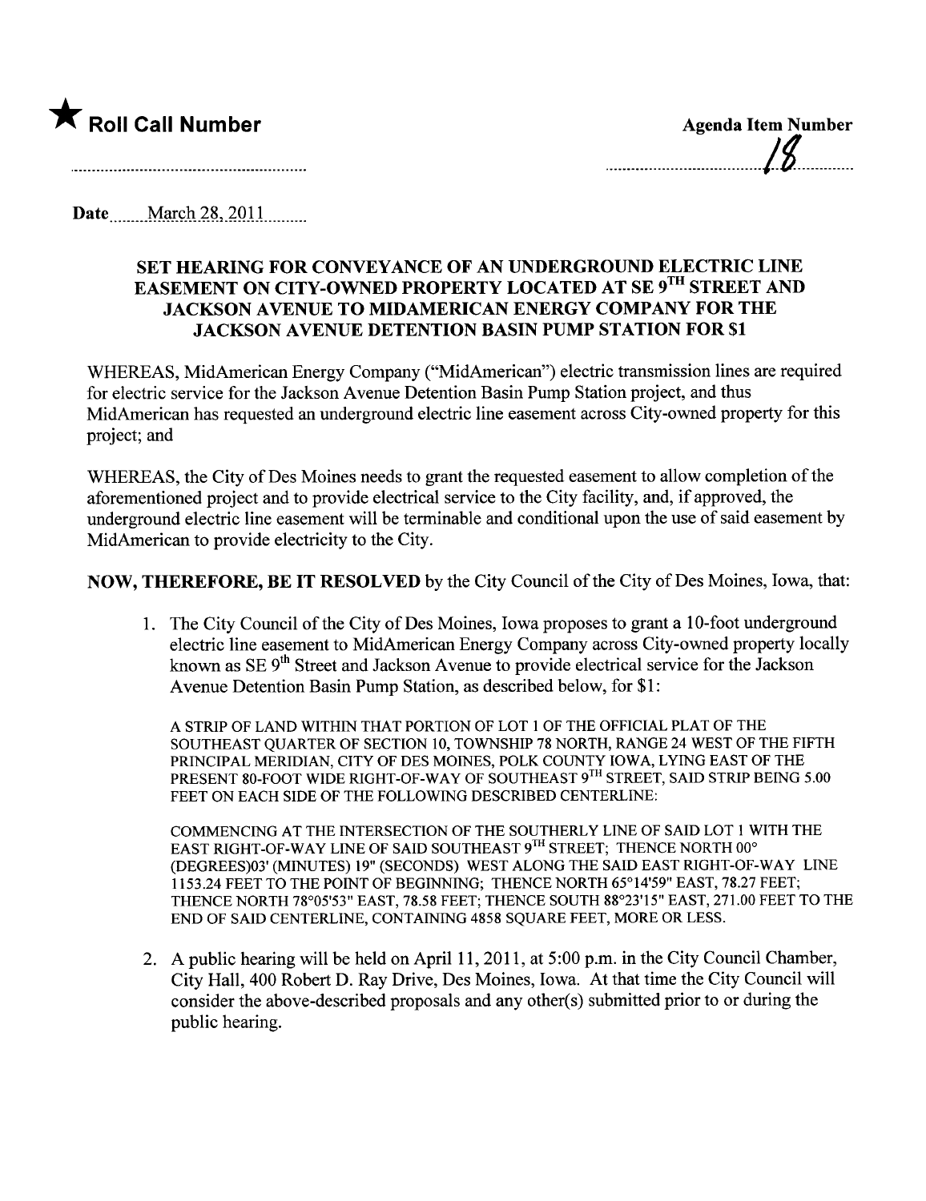★ **Roll Call Number**

**Agenda Item Number**

18

Date March 28, 2011

## SET HEARING FOR CONVEYANCE OF AN UNDERGROUND ELECTRIC LINE EASEMENT ON CITY-OWNED PROPERTY LOCATED AT SE 9TH STREET AND JACKSON AVENUE TO MIDAMERICAN ENERGY COMPANY FOR THE JACKSON AVENUE DETENTION BASIN PUMP STATION FOR $1

WHEREAS, MidAmerican Energy Company ("MidAmerican") electric transmission lines are required for electric service for the Jackson Avenue Detention Basin Pump Station project, and thus MidAmerican has requested an underground electric line easement across City-owned property for this project; and

WHEREAS, the City of Des Moines needs to grant the requested easement to allow completion of the aforementioned project and to provide electrical service to the City facility, and, if approved, the underground electric line easement will be terminable and conditional upon the use of said easement by MidAmerican to provide electricity to the City.

**NOW, THEREFORE, BE IT RESOLVED** by the City Council of the City of Des Moines, Iowa, that:

1. The City Council of the City of Des Moines, Iowa proposes to grant a 10-foot underground electric line easement to MidAmerican Energy Company across City-owned property locally known as SE 9th Street and Jackson Avenue to provide electrical service for the Jackson Avenue Detention Basin Pump Station, as described below, for $1:

   A STRIP OF LAND WITHIN THAT PORTION OF LOT 1 OF THE OFFICIAL PLAT OF THE SOUTHEAST QUARTER OF SECTION 10, TOWNSHIP 78 NORTH, RANGE 24 WEST OF THE FIFTH PRINCIPAL MERIDIAN, CITY OF DES MOINES, POLK COUNTY IOWA, LYING EAST OF THE PRESENT 80-FOOT WIDE RIGHT-OF-WAY OF SOUTHEAST 9TH STREET, SAID STRIP BEING 5.00 FEET ON EACH SIDE OF THE FOLLOWING DESCRIBED CENTERLINE:

   COMMENCING AT THE INTERSECTION OF THE SOUTHERLY LINE OF SAID LOT 1 WITH THE EAST RIGHT-OF-WAY LINE OF SAID SOUTHEAST 9TH STREET; THENCE NORTH 00° (DEGREES)03' (MINUTES) 19" (SECONDS) WEST ALONG THE SAID EAST RIGHT-OF-WAY LINE 1153.24 FEET TO THE POINT OF BEGINNING; THENCE NORTH 65°14'59" EAST, 78.27 FEET; THENCE NORTH 78°05'53" EAST, 78.58 FEET; THENCE SOUTH 88°23'15" EAST, 271.00 FEET TO THE END OF SAID CENTERLINE, CONTAINING 4858 SQUARE FEET, MORE OR LESS.

2. A public hearing will be held on April 11, 2011, at 5:00 p.m. in the City Council Chamber, City Hall, 400 Robert D. Ray Drive, Des Moines, Iowa. At that time the City Council will consider the above-described proposals and any other(s) submitted prior to or during the public hearing.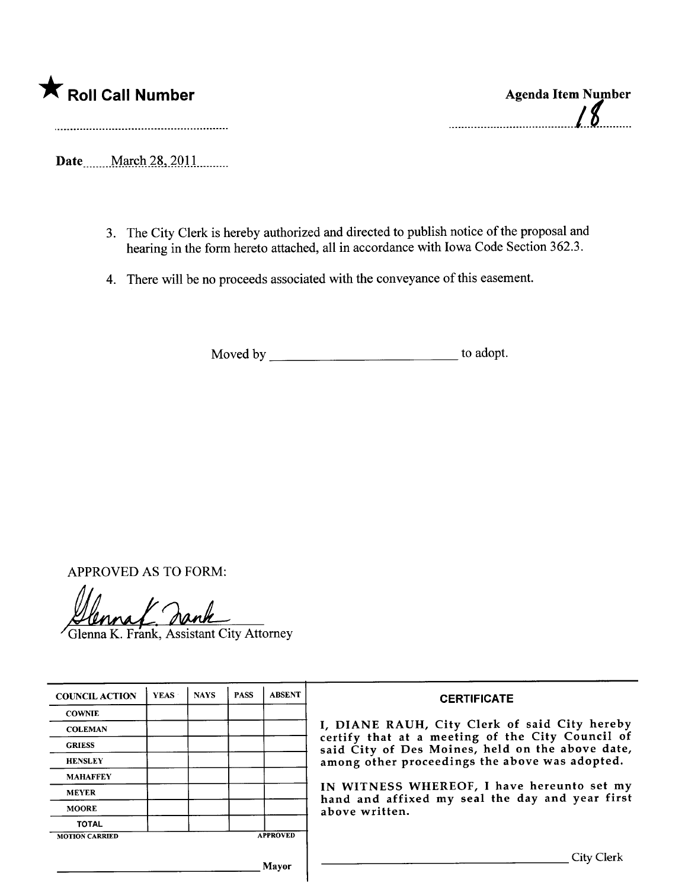★ **Roll Call Number**

**Agenda Item Number**

18

**Date** March 28, 2011

3. The City Clerk is hereby authorized and directed to publish notice of the proposal and hearing in the form hereto attached, all in accordance with Iowa Code Section 362.3.

4. There will be no proceeds associated with the conveyance of this easement.

Moved by \_\_\_\_\_\_\_\_\_\_\_\_\_\_\_\_\_\_\_\_\_\_\_\_\_\_ to adopt.

APPROVED AS TO FORM:

Glenna K. Frank, Assistant City Attorney

| COUNCIL ACTION | YEAS | NAYS | PASS | ABSENT |
|---|---|---|---|---|
| COWNIE | | | | |
| COLEMAN | | | | |
| GRIESS | | | | |
| HENSLEY | | | | |
| MAHAFFEY | | | | |
| MEYER | | | | |
| MOORE | | | | |
| TOTAL | | | | |
| MOTION CARRIED | | | | APPROVED |

\_\_\_\_\_\_\_\_\_\_\_\_\_\_\_\_\_\_\_\_\_\_\_\_\_\_ Mayor

**CERTIFICATE**

I, DIANE RAUH, City Clerk of said City hereby certify that at a meeting of the City Council of said City of Des Moines, held on the above date, among other proceedings the above was adopted.

IN WITNESS WHEREOF, I have hereunto set my hand and affixed my seal the day and year first above written.

\_\_\_\_\_\_\_\_\_\_\_\_\_\_\_\_\_\_\_\_\_\_\_\_\_\_ City Clerk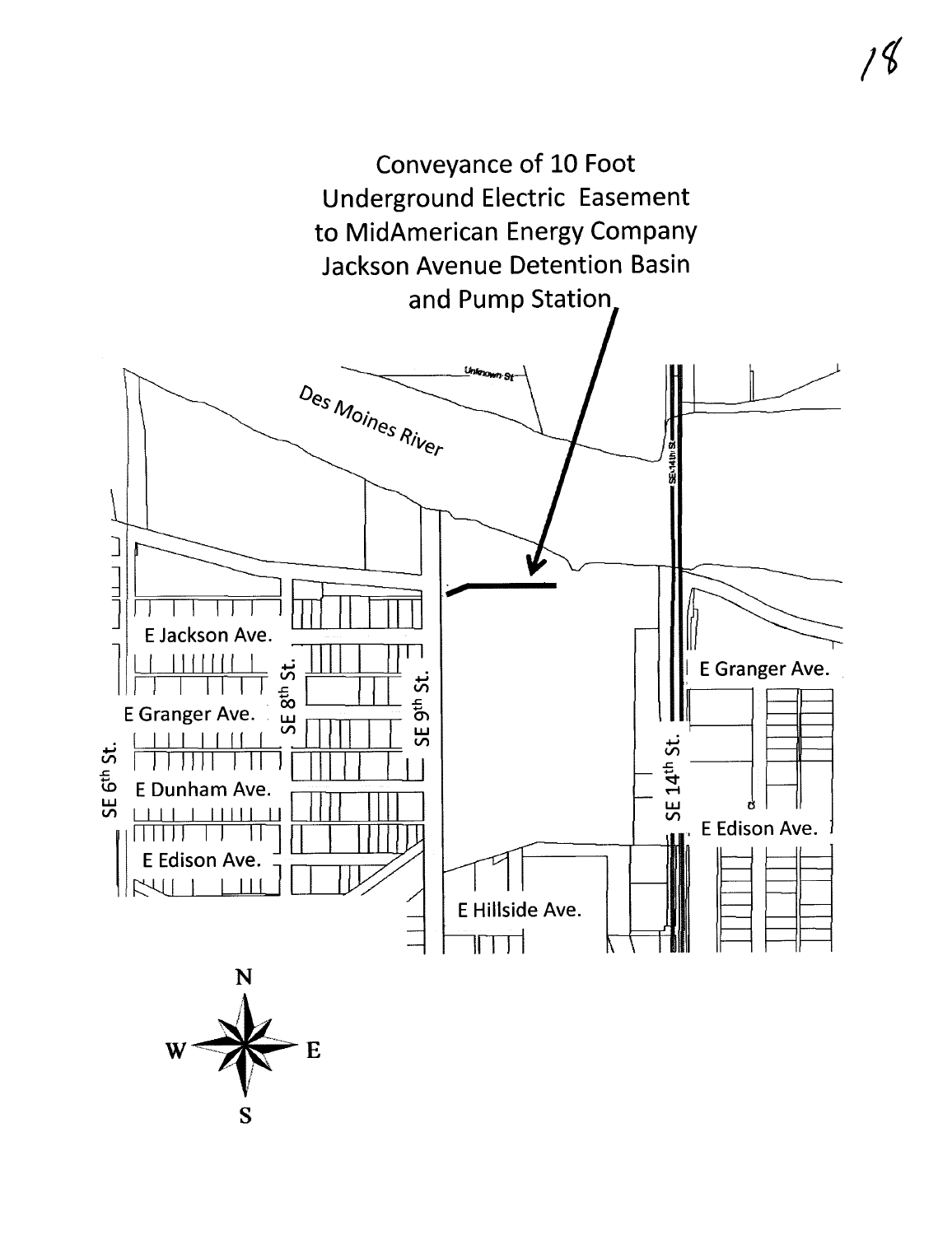Conveyance of 10 Foot Underground Electric Easement to MidAmerican Energy Company Jackson Avenue Detention Basin and Pump Station

Unknown St

Des Moines River

SE 14th St

E Jackson Ave.

SE 8th St.

SE 9th St.

E Granger Ave.

E Granger Ave.

SE 6th St.

E Dunham Ave.

SE 14th St.

E Edison Ave.

E Edison Ave.

E Hillside Ave.

N

W

E

S